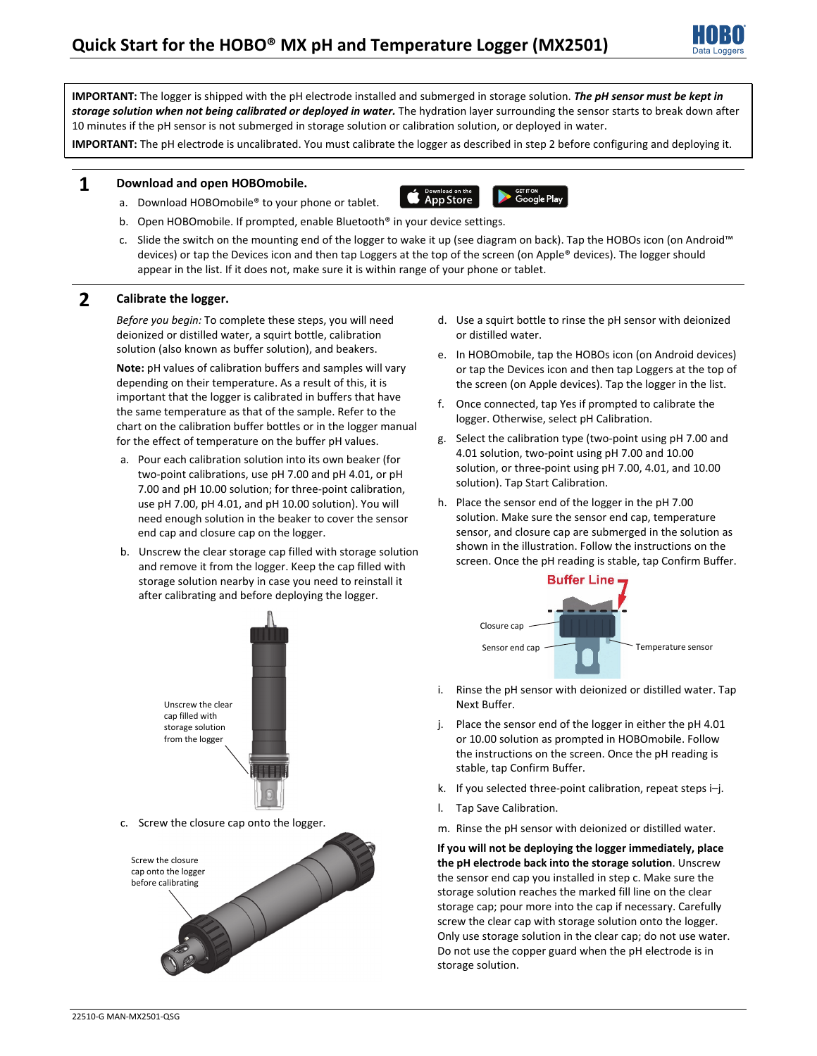# Quick Start for the HOBO® MX pH and Temperature Logger (MX2501)

**IMPORTANT:** The logger is shipped with the pH electrode installed and submerged in storage solution. ***The pH sensor must be kept in storage solution when not being calibrated or deployed in water.*** The hydration layer surrounding the sensor starts to break down after 10 minutes if the pH sensor is not submerged in storage solution or calibration solution, or deployed in water.

**IMPORTANT:** The pH electrode is uncalibrated. You must calibrate the logger as described in step 2 before configuring and deploying it.

## 1 Download and open HOBOmobile.

a. Download HOBOmobile® to your phone or tablet.

b. Open HOBOmobile. If prompted, enable Bluetooth® in your device settings.

c. Slide the switch on the mounting end of the logger to wake it up (see diagram on back). Tap the HOBOs icon (on Android™ devices) or tap the Devices icon and then tap Loggers at the top of the screen (on Apple® devices). The logger should appear in the list. If it does not, make sure it is within range of your phone or tablet.

## 2 Calibrate the logger.

*Before you begin:* To complete these steps, you will need deionized or distilled water, a squirt bottle, calibration solution (also known as buffer solution), and beakers.

**Note:** pH values of calibration buffers and samples will vary depending on their temperature. As a result of this, it is important that the logger is calibrated in buffers that have the same temperature as that of the sample. Refer to the chart on the calibration buffer bottles or in the logger manual for the effect of temperature on the buffer pH values.

a. Pour each calibration solution into its own beaker (for two-point calibrations, use pH 7.00 and pH 4.01, or pH 7.00 and pH 10.00 solution; for three-point calibration, use pH 7.00, pH 4.01, and pH 10.00 solution). You will need enough solution in the beaker to cover the sensor end cap and closure cap on the logger.

b. Unscrew the clear storage cap filled with storage solution and remove it from the logger. Keep the cap filled with storage solution nearby in case you need to reinstall it after calibrating and before deploying the logger.

Unscrew the clear cap filled with storage solution from the logger

c. Screw the closure cap onto the logger.

Screw the closure cap onto the logger before calibrating

d. Use a squirt bottle to rinse the pH sensor with deionized or distilled water.

e. In HOBOmobile, tap the HOBOs icon (on Android devices) or tap the Devices icon and then tap Loggers at the top of the screen (on Apple devices). Tap the logger in the list.

f. Once connected, tap Yes if prompted to calibrate the logger. Otherwise, select pH Calibration.

g. Select the calibration type (two-point using pH 7.00 and 4.01 solution, two-point using pH 7.00 and 10.00 solution, or three-point using pH 7.00, 4.01, and 10.00 solution). Tap Start Calibration.

h. Place the sensor end of the logger in the pH 7.00 solution. Make sure the sensor end cap, temperature sensor, and closure cap are submerged in the solution as shown in the illustration. Follow the instructions on the screen. Once the pH reading is stable, tap Confirm Buffer.

Buffer Line

Closure cap

Sensor end cap

Temperature sensor

i. Rinse the pH sensor with deionized or distilled water. Tap Next Buffer.

j. Place the sensor end of the logger in either the pH 4.01 or 10.00 solution as prompted in HOBOmobile. Follow the instructions on the screen. Once the pH reading is stable, tap Confirm Buffer.

k. If you selected three-point calibration, repeat steps i–j.

l. Tap Save Calibration.

m. Rinse the pH sensor with deionized or distilled water.

**If you will not be deploying the logger immediately, place the pH electrode back into the storage solution**. Unscrew the sensor end cap you installed in step c. Make sure the storage solution reaches the marked fill line on the clear storage cap; pour more into the cap if necessary. Carefully screw the clear cap with storage solution onto the logger. Only use storage solution in the clear cap; do not use water. Do not use the copper guard when the pH electrode is in storage solution.

22510-G MAN-MX2501-QSG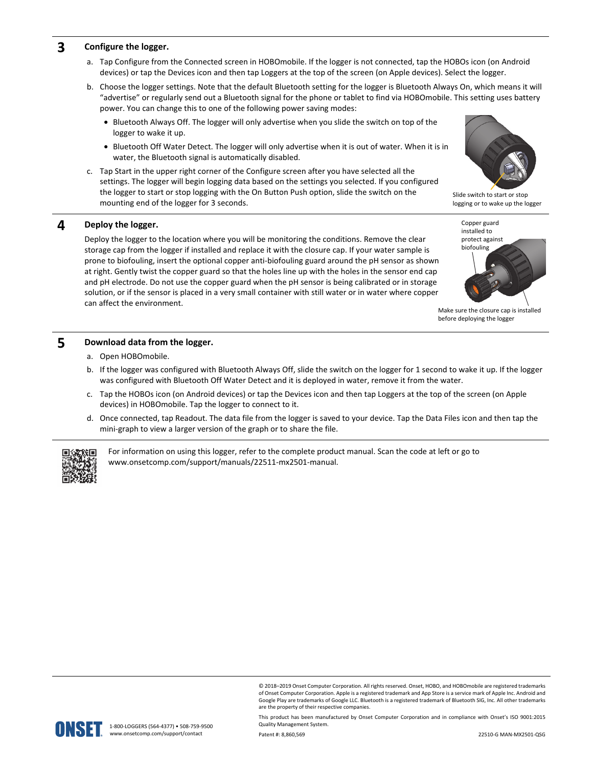## 3 Configure the logger.

a. Tap Configure from the Connected screen in HOBOmobile. If the logger is not connected, tap the HOBOs icon (on Android devices) or tap the Devices icon and then tap Loggers at the top of the screen (on Apple devices). Select the logger.

b. Choose the logger settings. Note that the default Bluetooth setting for the logger is Bluetooth Always On, which means it will "advertise" or regularly send out a Bluetooth signal for the phone or tablet to find via HOBOmobile. This setting uses battery power. You can change this to one of the following power saving modes:

- Bluetooth Always Off. The logger will only advertise when you slide the switch on top of the logger to wake it up.
- Bluetooth Off Water Detect. The logger will only advertise when it is out of water. When it is in water, the Bluetooth signal is automatically disabled.

c. Tap Start in the upper right corner of the Configure screen after you have selected all the settings. The logger will begin logging data based on the settings you selected. If you configured the logger to start or stop logging with the On Button Push option, slide the switch on the mounting end of the logger for 3 seconds.

Slide switch to start or stop logging or to wake up the logger

## 4 Deploy the logger.

Deploy the logger to the location where you will be monitoring the conditions. Remove the clear storage cap from the logger if installed and replace it with the closure cap. If your water sample is prone to biofouling, insert the optional copper anti-biofouling guard around the pH sensor as shown at right. Gently twist the copper guard so that the holes line up with the holes in the sensor end cap and pH electrode. Do not use the copper guard when the pH sensor is being calibrated or in storage solution, or if the sensor is placed in a very small container with still water or in water where copper can affect the environment.

Copper guard installed to protect against biofouling

Make sure the closure cap is installed before deploying the logger

## 5 Download data from the logger.

a. Open HOBOmobile.

b. If the logger was configured with Bluetooth Always Off, slide the switch on the logger for 1 second to wake it up. If the logger was configured with Bluetooth Off Water Detect and it is deployed in water, remove it from the water.

c. Tap the HOBOs icon (on Android devices) or tap the Devices icon and then tap Loggers at the top of the screen (on Apple devices) in HOBOmobile. Tap the logger to connect to it.

d. Once connected, tap Readout. The data file from the logger is saved to your device. Tap the Data Files icon and then tap the mini-graph to view a larger version of the graph or to share the file.

For information on using this logger, refer to the complete product manual. Scan the code at left or go to www.onsetcomp.com/support/manuals/22511-mx2501-manual.

© 2018–2019 Onset Computer Corporation. All rights reserved. Onset, HOBO, and HOBOmobile are registered trademarks of Onset Computer Corporation. Apple is a registered trademark and App Store is a service mark of Apple Inc. Android and Google Play are trademarks of Google LLC. Bluetooth is a registered trademark of Bluetooth SIG, Inc. All other trademarks are the property of their respective companies.

This product has been manufactured by Onset Computer Corporation and in compliance with Onset's ISO 9001:2015 Quality Management System.

Patent #: 8,860,569

ONSET 1-800-LOGGERS (564-4377) • 508-759-9500
www.onsetcomp.com/support/contact

22510-G MAN-MX2501-QSG